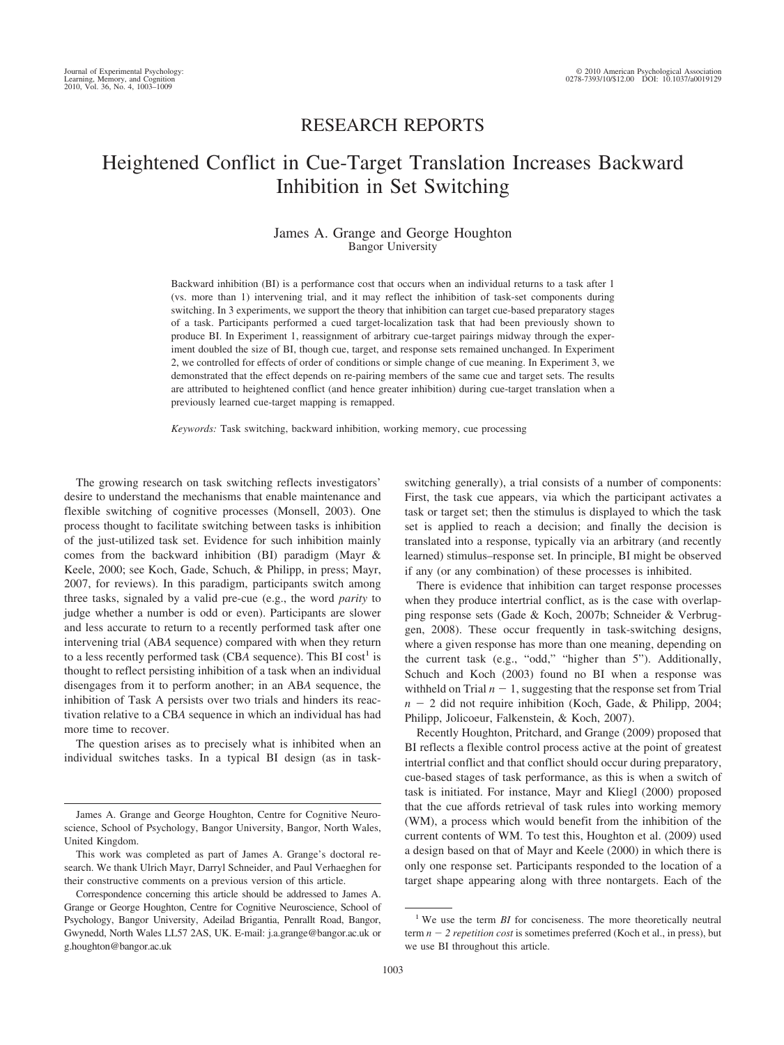RESEARCH REPORTS

# Heightened Conflict in Cue-Target Translation Increases Backward Inhibition in Set Switching

James A. Grange and George Houghton
Bangor University

Backward inhibition (BI) is a performance cost that occurs when an individual returns to a task after 1 (vs. more than 1) intervening trial, and it may reflect the inhibition of task-set components during switching. In 3 experiments, we support the theory that inhibition can target cue-based preparatory stages of a task. Participants performed a cued target-localization task that had been previously shown to produce BI. In Experiment 1, reassignment of arbitrary cue-target pairings midway through the experiment doubled the size of BI, though cue, target, and response sets remained unchanged. In Experiment 2, we controlled for effects of order of conditions or simple change of cue meaning. In Experiment 3, we demonstrated that the effect depends on re-pairing members of the same cue and target sets. The results are attributed to heightened conflict (and hence greater inhibition) during cue-target translation when a previously learned cue-target mapping is remapped.

*Keywords:* Task switching, backward inhibition, working memory, cue processing

The growing research on task switching reflects investigators' desire to understand the mechanisms that enable maintenance and flexible switching of cognitive processes (Monsell, 2003). One process thought to facilitate switching between tasks is inhibition of the just-utilized task set. Evidence for such inhibition mainly comes from the backward inhibition (BI) paradigm (Mayr & Keele, 2000; see Koch, Gade, Schuch, & Philipp, in press; Mayr, 2007, for reviews). In this paradigm, participants switch among three tasks, signaled by a valid pre-cue (e.g., the word *parity* to judge whether a number is odd or even). Participants are slower and less accurate to return to a recently performed task after one intervening trial (AB*A* sequence) compared with when they return to a less recently performed task (CB*A* sequence). This BI cost[1] is thought to reflect persisting inhibition of a task when an individual disengages from it to perform another; in an AB*A* sequence, the inhibition of Task A persists over two trials and hinders its reactivation relative to a CB*A* sequence in which an individual has had more time to recover.

The question arises as to precisely what is inhibited when an individual switches tasks. In a typical BI design (as in task-switching generally), a trial consists of a number of components: First, the task cue appears, via which the participant activates a task or target set; then the stimulus is displayed to which the task set is applied to reach a decision; and finally the decision is translated into a response, typically via an arbitrary (and recently learned) stimulus–response set. In principle, BI might be observed if any (or any combination) of these processes is inhibited.

There is evidence that inhibition can target response processes when they produce intertrial conflict, as is the case with overlapping response sets (Gade & Koch, 2007b; Schneider & Verbruggen, 2008). These occur frequently in task-switching designs, where a given response has more than one meaning, depending on the current task (e.g., "odd," "higher than 5"). Additionally, Schuch and Koch (2003) found no BI when a response was withheld on Trial $n - 1$, suggesting that the response set from Trial $n - 2$ did not require inhibition (Koch, Gade, & Philipp, 2004; Philipp, Jolicoeur, Falkenstein, & Koch, 2007).

Recently Houghton, Pritchard, and Grange (2009) proposed that BI reflects a flexible control process active at the point of greatest intertrial conflict and that conflict should occur during preparatory, cue-based stages of task performance, as this is when a switch of task is initiated. For instance, Mayr and Kliegl (2000) proposed that the cue affords retrieval of task rules into working memory (WM), a process which would benefit from the inhibition of the current contents of WM. To test this, Houghton et al. (2009) used a design based on that of Mayr and Keele (2000) in which there is only one response set. Participants responded to the location of a target shape appearing along with three nontargets. Each of the

---

James A. Grange and George Houghton, Centre for Cognitive Neuroscience, School of Psychology, Bangor University, Bangor, North Wales, United Kingdom.

This work was completed as part of James A. Grange's doctoral research. We thank Ulrich Mayr, Darryl Schneider, and Paul Verhaeghen for their constructive comments on a previous version of this article.

Correspondence concerning this article should be addressed to James A. Grange or George Houghton, Centre for Cognitive Neuroscience, School of Psychology, Bangor University, Adeilad Brigantia, Penrallt Road, Bangor, Gwynedd, North Wales LL57 2AS, UK. E-mail: j.a.grange@bangor.ac.uk or g.houghton@bangor.ac.uk

[1] We use the term *BI* for conciseness. The more theoretically neutral term $n - 2$ *repetition cost* is sometimes preferred (Koch et al., in press), but we use BI throughout this article.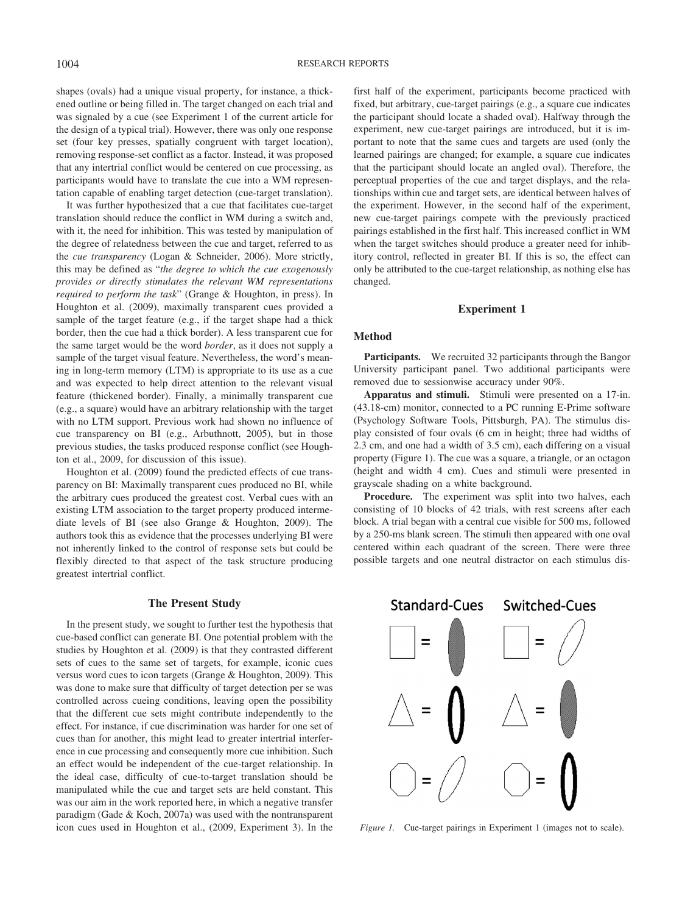shapes (ovals) had a unique visual property, for instance, a thickened outline or being filled in. The target changed on each trial and was signaled by a cue (see Experiment 1 of the current article for the design of a typical trial). However, there was only one response set (four key presses, spatially congruent with target location), removing response-set conflict as a factor. Instead, it was proposed that any intertrial conflict would be centered on cue processing, as participants would have to translate the cue into a WM representation capable of enabling target detection (cue-target translation).

It was further hypothesized that a cue that facilitates cue-target translation should reduce the conflict in WM during a switch and, with it, the need for inhibition. This was tested by manipulation of the degree of relatedness between the cue and target, referred to as the *cue transparency* (Logan & Schneider, 2006). More strictly, this may be defined as "*the degree to which the cue exogenously provides or directly stimulates the relevant WM representations required to perform the task*" (Grange & Houghton, in press). In Houghton et al. (2009), maximally transparent cues provided a sample of the target feature (e.g., if the target shape had a thick border, then the cue had a thick border). A less transparent cue for the same target would be the word *border*, as it does not supply a sample of the target visual feature. Nevertheless, the word's meaning in long-term memory (LTM) is appropriate to its use as a cue and was expected to help direct attention to the relevant visual feature (thickened border). Finally, a minimally transparent cue (e.g., a square) would have an arbitrary relationship with the target with no LTM support. Previous work had shown no influence of cue transparency on BI (e.g., Arbuthnott, 2005), but in those previous studies, the tasks produced response conflict (see Houghton et al., 2009, for discussion of this issue).

Houghton et al. (2009) found the predicted effects of cue transparency on BI: Maximally transparent cues produced no BI, while the arbitrary cues produced the greatest cost. Verbal cues with an existing LTM association to the target property produced intermediate levels of BI (see also Grange & Houghton, 2009). The authors took this as evidence that the processes underlying BI were not inherently linked to the control of response sets but could be flexibly directed to that aspect of the task structure producing greatest intertrial conflict.

## The Present Study

In the present study, we sought to further test the hypothesis that cue-based conflict can generate BI. One potential problem with the studies by Houghton et al. (2009) is that they contrasted different sets of cues to the same set of targets, for example, iconic cues versus word cues to icon targets (Grange & Houghton, 2009). This was done to make sure that difficulty of target detection per se was controlled across cueing conditions, leaving open the possibility that the different cue sets might contribute independently to the effect. For instance, if cue discrimination was harder for one set of cues than for another, this might lead to greater intertrial interference in cue processing and consequently more cue inhibition. Such an effect would be independent of the cue-target relationship. In the ideal case, difficulty of cue-to-target translation should be manipulated while the cue and target sets are held constant. This was our aim in the work reported here, in which a negative transfer paradigm (Gade & Koch, 2007a) was used with the nontransparent icon cues used in Houghton et al., (2009, Experiment 3). In the first half of the experiment, participants become practiced with fixed, but arbitrary, cue-target pairings (e.g., a square cue indicates the participant should locate a shaded oval). Halfway through the experiment, new cue-target pairings are introduced, but it is important to note that the same cues and targets are used (only the learned pairings are changed; for example, a square cue indicates that the participant should locate an angled oval). Therefore, the perceptual properties of the cue and target displays, and the relationships within cue and target sets, are identical between halves of the experiment. However, in the second half of the experiment, new cue-target pairings compete with the previously practiced pairings established in the first half. This increased conflict in WM when the target switches should produce a greater need for inhibitory control, reflected in greater BI. If this is so, the effect can only be attributed to the cue-target relationship, as nothing else has changed.

## Experiment 1

### Method

**Participants.** We recruited 32 participants through the Bangor University participant panel. Two additional participants were removed due to sessionwise accuracy under 90%.

**Apparatus and stimuli.** Stimuli were presented on a 17-in. (43.18-cm) monitor, connected to a PC running E-Prime software (Psychology Software Tools, Pittsburgh, PA). The stimulus display consisted of four ovals (6 cm in height; three had widths of 2.3 cm, and one had a width of 3.5 cm), each differing on a visual property (Figure 1). The cue was a square, a triangle, or an octagon (height and width 4 cm). Cues and stimuli were presented in grayscale shading on a white background.

**Procedure.** The experiment was split into two halves, each consisting of 10 blocks of 42 trials, with rest screens after each block. A trial began with a central cue visible for 500 ms, followed by a 250-ms blank screen. The stimuli then appeared with one oval centered within each quadrant of the screen. There were three possible targets and one neutral distractor on each stimulus dis-

Standard-Cues Switched-Cues

*Figure 1.* Cue-target pairings in Experiment 1 (images not to scale).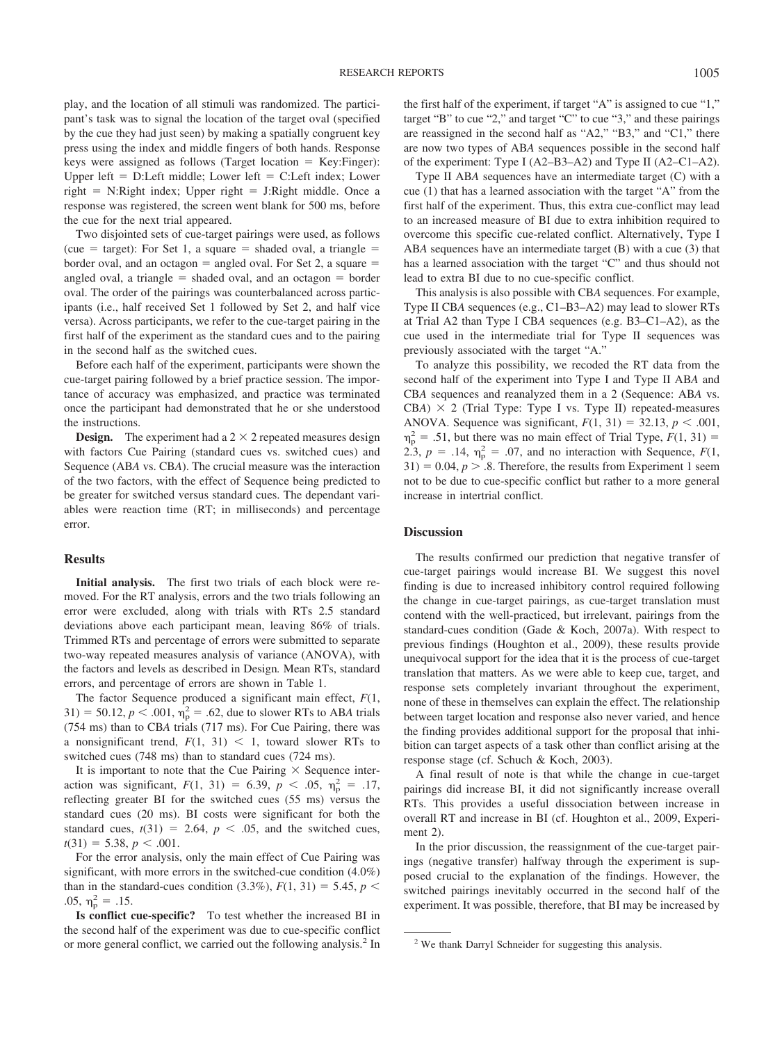play, and the location of all stimuli was randomized. The participant's task was to signal the location of the target oval (specified by the cue they had just seen) by making a spatially congruent key press using the index and middle fingers of both hands. Response keys were assigned as follows (Target location = Key:Finger): Upper left = D:Left middle; Lower left = C:Left index; Lower right = N:Right index; Upper right = J:Right middle. Once a response was registered, the screen went blank for 500 ms, before the cue for the next trial appeared.

Two disjointed sets of cue-target pairings were used, as follows (cue = target): For Set 1, a square = shaded oval, a triangle = border oval, and an octagon = angled oval. For Set 2, a square = angled oval, a triangle = shaded oval, and an octagon = border oval. The order of the pairings was counterbalanced across participants (i.e., half received Set 1 followed by Set 2, and half vice versa). Across participants, we refer to the cue-target pairing in the first half of the experiment as the standard cues and to the pairing in the second half as the switched cues.

Before each half of the experiment, participants were shown the cue-target pairing followed by a brief practice session. The importance of accuracy was emphasized, and practice was terminated once the participant had demonstrated that he or she understood the instructions.

**Design.** The experiment had a 2 × 2 repeated measures design with factors Cue Pairing (standard cues vs. switched cues) and Sequence (AB*A* vs. CB*A*). The crucial measure was the interaction of the two factors, with the effect of Sequence being predicted to be greater for switched versus standard cues. The dependant variables were reaction time (RT; in milliseconds) and percentage error.

### Results

**Initial analysis.** The first two trials of each block were removed. For the RT analysis, errors and the two trials following an error were excluded, along with trials with RTs 2.5 standard deviations above each participant mean, leaving 86% of trials. Trimmed RTs and percentage of errors were submitted to separate two-way repeated measures analysis of variance (ANOVA), with the factors and levels as described in Design*.* Mean RTs, standard errors, and percentage of errors are shown in Table 1.

The factor Sequence produced a significant main effect, $F(1, 31) = 50.12$, $p < .001$, $\eta_p^2 = .62$, due to slower RTs to AB*A* trials (754 ms) than to CB*A* trials (717 ms). For Cue Pairing, there was a nonsignificant trend, $F(1, 31) < 1$, toward slower RTs to switched cues (748 ms) than to standard cues (724 ms).

It is important to note that the Cue Pairing × Sequence interaction was significant, $F(1, 31) = 6.39$, $p < .05$, $\eta_p^2 = .17$, reflecting greater BI for the switched cues (55 ms) versus the standard cues (20 ms). BI costs were significant for both the standard cues, $t(31) = 2.64$, $p < .05$, and the switched cues, $t(31) = 5.38$, $p < .001$.

For the error analysis, only the main effect of Cue Pairing was significant, with more errors in the switched-cue condition (4.0%) than in the standard-cues condition (3.3%), $F(1, 31) = 5.45$, $p < .05$, $\eta_p^2 = .15$.

**Is conflict cue-specific?** To test whether the increased BI in the second half of the experiment was due to cue-specific conflict or more general conflict, we carried out the following analysis.[2] In the first half of the experiment, if target "A" is assigned to cue "1," target "B" to cue "2," and target "C" to cue "3," and these pairings are reassigned in the second half as "A2," "B3," and "C1," there are now two types of AB*A* sequences possible in the second half of the experiment: Type I (A2–B3–A2) and Type II (A2–C1–A2).

Type II AB*A* sequences have an intermediate target (C) with a cue (1) that has a learned association with the target "A" from the first half of the experiment. Thus, this extra cue-conflict may lead to an increased measure of BI due to extra inhibition required to overcome this specific cue-related conflict. Alternatively, Type I AB*A* sequences have an intermediate target (B) with a cue (3) that has a learned association with the target "C" and thus should not lead to extra BI due to no cue-specific conflict.

This analysis is also possible with CB*A* sequences. For example, Type II CB*A* sequences (e.g., C1–B3–A2) may lead to slower RTs at Trial A2 than Type I CB*A* sequences (e.g. B3–C1–A2), as the cue used in the intermediate trial for Type II sequences was previously associated with the target "A."

To analyze this possibility, we recoded the RT data from the second half of the experiment into Type I and Type II AB*A* and CB*A* sequences and reanalyzed them in a 2 (Sequence: AB*A* vs. CB*A*) × 2 (Trial Type: Type I vs. Type II) repeated-measures ANOVA. Sequence was significant, $F(1, 31) = 32.13$, $p < .001$, $\eta_p^2 = .51$, but there was no main effect of Trial Type, $F(1, 31) = 2.3$, $p = .14$, $\eta_p^2 = .07$, and no interaction with Sequence, $F(1, 31) = 0.04$, $p > .8$. Therefore, the results from Experiment 1 seem not to be due to cue-specific conflict but rather to a more general increase in intertrial conflict.

### Discussion

The results confirmed our prediction that negative transfer of cue-target pairings would increase BI. We suggest this novel finding is due to increased inhibitory control required following the change in cue-target pairings, as cue-target translation must contend with the well-practiced, but irrelevant, pairings from the standard-cues condition (Gade & Koch, 2007a). With respect to previous findings (Houghton et al., 2009), these results provide unequivocal support for the idea that it is the process of cue-target translation that matters. As we were able to keep cue, target, and response sets completely invariant throughout the experiment, none of these in themselves can explain the effect. The relationship between target location and response also never varied, and hence the finding provides additional support for the proposal that inhibition can target aspects of a task other than conflict arising at the response stage (cf. Schuch & Koch, 2003).

A final result of note is that while the change in cue-target pairings did increase BI, it did not significantly increase overall RTs. This provides a useful dissociation between increase in overall RT and increase in BI (cf. Houghton et al., 2009, Experiment 2).

In the prior discussion, the reassignment of the cue-target pairings (negative transfer) halfway through the experiment is supposed crucial to the explanation of the findings. However, the switched pairings inevitably occurred in the second half of the experiment. It was possible, therefore, that BI may be increased by

[2] We thank Darryl Schneider for suggesting this analysis.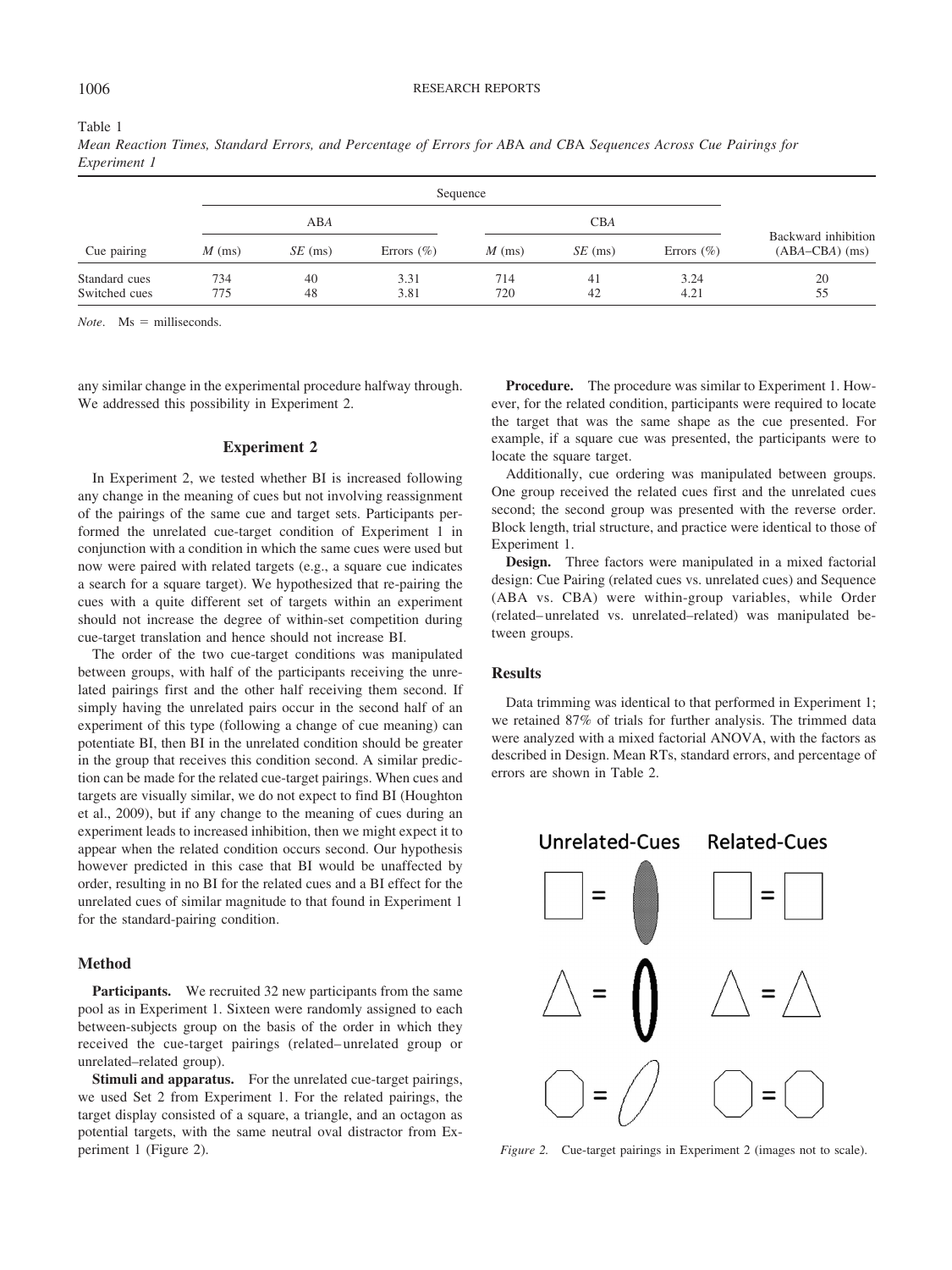Table 1
*Mean Reaction Times, Standard Errors, and Percentage of Errors for ABA and CBA Sequences Across Cue Pairings for Experiment 1*

| | Sequence | | | | | | |
|---|---|---|---|---|---|---|---|
| | ABA | | | CBA | | | |
| Cue pairing | *M* (ms) | *SE* (ms) | Errors (%) | *M* (ms) | *SE* (ms) | Errors (%) | Backward inhibition (ABA–CBA) (ms) |
| Standard cues | 734 | 40 | 3.31 | 714 | 41 | 3.24 | 20 |
| Switched cues | 775 | 48 | 3.81 | 720 | 42 | 4.21 | 55 |

*Note*. Ms = milliseconds.

any similar change in the experimental procedure halfway through. We addressed this possibility in Experiment 2.

## Experiment 2

In Experiment 2, we tested whether BI is increased following any change in the meaning of cues but not involving reassignment of the pairings of the same cue and target sets. Participants performed the unrelated cue-target condition of Experiment 1 in conjunction with a condition in which the same cues were used but now were paired with related targets (e.g., a square cue indicates a search for a square target). We hypothesized that re-pairing the cues with a quite different set of targets within an experiment should not increase the degree of within-set competition during cue-target translation and hence should not increase BI.

The order of the two cue-target conditions was manipulated between groups, with half of the participants receiving the unrelated pairings first and the other half receiving them second. If simply having the unrelated pairs occur in the second half of an experiment of this type (following a change of cue meaning) can potentiate BI, then BI in the unrelated condition should be greater in the group that receives this condition second. A similar prediction can be made for the related cue-target pairings. When cues and targets are visually similar, we do not expect to find BI (Houghton et al., 2009), but if any change to the meaning of cues during an experiment leads to increased inhibition, then we might expect it to appear when the related condition occurs second. Our hypothesis however predicted in this case that BI would be unaffected by order, resulting in no BI for the related cues and a BI effect for the unrelated cues of similar magnitude to that found in Experiment 1 for the standard-pairing condition.

### Method

**Participants.** We recruited 32 new participants from the same pool as in Experiment 1. Sixteen were randomly assigned to each between-subjects group on the basis of the order in which they received the cue-target pairings (related–unrelated group or unrelated–related group).

**Stimuli and apparatus.** For the unrelated cue-target pairings, we used Set 2 from Experiment 1. For the related pairings, the target display consisted of a square, a triangle, and an octagon as potential targets, with the same neutral oval distractor from Experiment 1 (Figure 2).

**Procedure.** The procedure was similar to Experiment 1. However, for the related condition, participants were required to locate the target that was the same shape as the cue presented. For example, if a square cue was presented, the participants were to locate the square target.

Additionally, cue ordering was manipulated between groups. One group received the related cues first and the unrelated cues second; the second group was presented with the reverse order. Block length, trial structure, and practice were identical to those of Experiment 1.

**Design.** Three factors were manipulated in a mixed factorial design: Cue Pairing (related cues vs. unrelated cues) and Sequence (ABA vs. CBA) were within-group variables, while Order (related–unrelated vs. unrelated–related) was manipulated between groups.

### Results

Data trimming was identical to that performed in Experiment 1; we retained 87% of trials for further analysis. The trimmed data were analyzed with a mixed factorial ANOVA, with the factors as described in Design. Mean RTs, standard errors, and percentage of errors are shown in Table 2.

Unrelated-Cues Related-Cues

*Figure 2.* Cue-target pairings in Experiment 2 (images not to scale).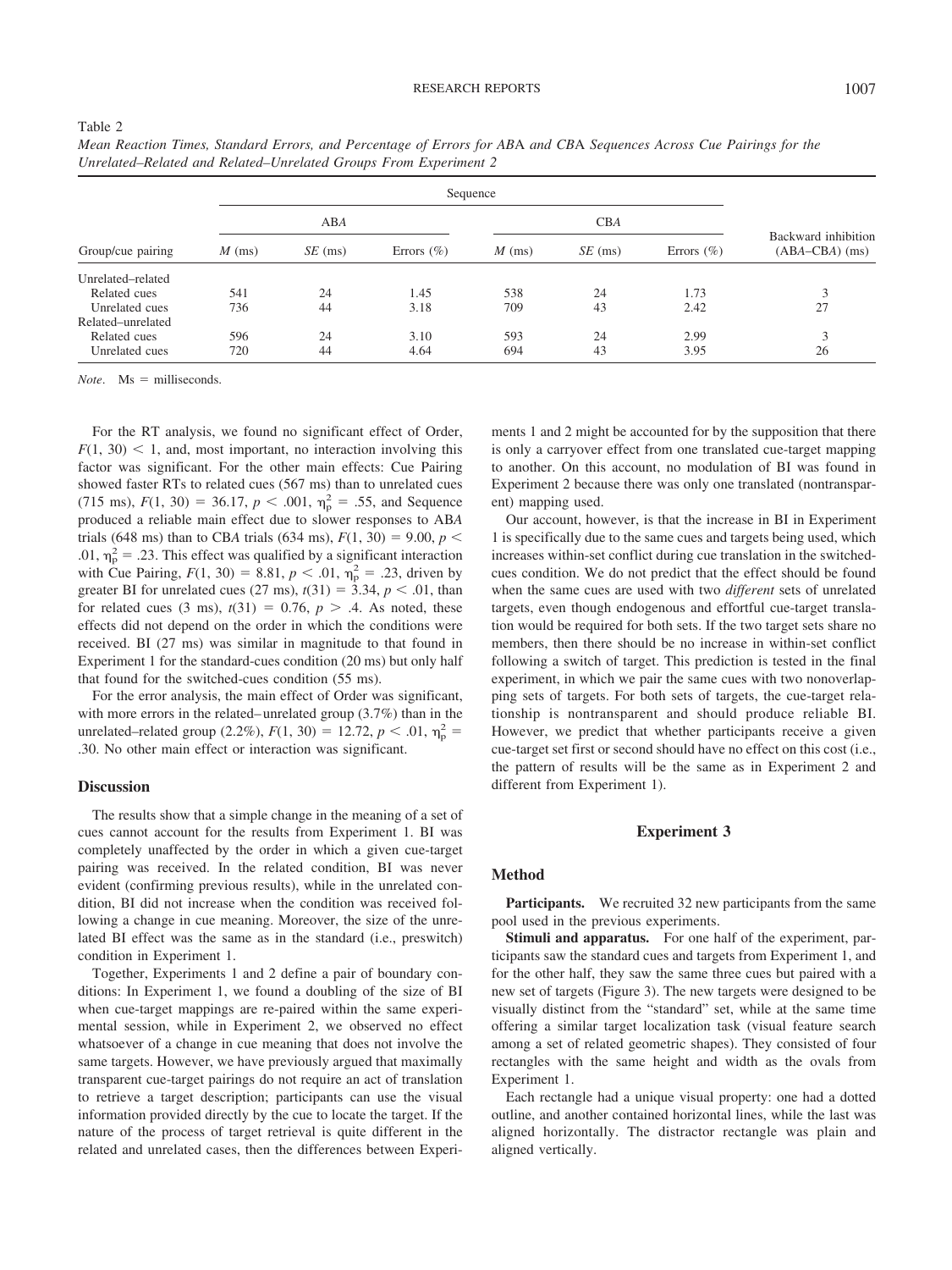Table 2

*Mean Reaction Times, Standard Errors, and Percentage of Errors for ABA and CBA Sequences Across Cue Pairings for the Unrelated–Related and Related–Unrelated Groups From Experiment 2*

| Group/cue pairing | Sequence | | | | | | Backward inhibition (ABA–CBA) (ms) |
|---|---|---|---|---|---|---|---|
| | ABA | | | CBA | | | |
| | *M* (ms) | *SE* (ms) | Errors (%) | *M* (ms) | *SE* (ms) | Errors (%) | |
| Unrelated–related | | | | | | | |
| Related cues | 541 | 24 | 1.45 | 538 | 24 | 1.73 | 3 |
| Unrelated cues | 736 | 44 | 3.18 | 709 | 43 | 2.42 | 27 |
| Related–unrelated | | | | | | | |
| Related cues | 596 | 24 | 3.10 | 593 | 24 | 2.99 | 3 |
| Unrelated cues | 720 | 44 | 4.64 | 694 | 43 | 3.95 | 26 |

*Note*. Ms = milliseconds.

For the RT analysis, we found no significant effect of Order, $F(1, 30) < 1$, and, most important, no interaction involving this factor was significant. For the other main effects: Cue Pairing showed faster RTs to related cues (567 ms) than to unrelated cues (715 ms), $F(1, 30) = 36.17$, $p < .001$, $\eta_p^2 = .55$, and Sequence produced a reliable main effect due to slower responses to ABA trials (648 ms) than to CBA trials (634 ms), $F(1, 30) = 9.00$, $p < .01$, $\eta_p^2 = .23$. This effect was qualified by a significant interaction with Cue Pairing, $F(1, 30) = 8.81$, $p < .01$, $\eta_p^2 = .23$, driven by greater BI for unrelated cues (27 ms), $t(31) = 3.34$, $p < .01$, than for related cues (3 ms), $t(31) = 0.76$, $p > .4$. As noted, these effects did not depend on the order in which the conditions were received. BI (27 ms) was similar in magnitude to that found in Experiment 1 for the standard-cues condition (20 ms) but only half that found for the switched-cues condition (55 ms).

For the error analysis, the main effect of Order was significant, with more errors in the related–unrelated group (3.7%) than in the unrelated–related group (2.2%), $F(1, 30) = 12.72$, $p < .01$, $\eta_p^2 = .30$. No other main effect or interaction was significant.

## Discussion

The results show that a simple change in the meaning of a set of cues cannot account for the results from Experiment 1. BI was completely unaffected by the order in which a given cue-target pairing was received. In the related condition, BI was never evident (confirming previous results), while in the unrelated condition, BI did not increase when the condition was received following a change in cue meaning. Moreover, the size of the unrelated BI effect was the same as in the standard (i.e., preswitch) condition in Experiment 1.

Together, Experiments 1 and 2 define a pair of boundary conditions: In Experiment 1, we found a doubling of the size of BI when cue-target mappings are re-paired within the same experimental session, while in Experiment 2, we observed no effect whatsoever of a change in cue meaning that does not involve the same targets. However, we have previously argued that maximally transparent cue-target pairings do not require an act of translation to retrieve a target description; participants can use the visual information provided directly by the cue to locate the target. If the nature of the process of target retrieval is quite different in the related and unrelated cases, then the differences between Experiments 1 and 2 might be accounted for by the supposition that there is only a carryover effect from one translated cue-target mapping to another. On this account, no modulation of BI was found in Experiment 2 because there was only one translated (nontransparent) mapping used.

Our account, however, is that the increase in BI in Experiment 1 is specifically due to the same cues and targets being used, which increases within-set conflict during cue translation in the switched-cues condition. We do not predict that the effect should be found when the same cues are used with two *different* sets of unrelated targets, even though endogenous and effortful cue-target translation would be required for both sets. If the two target sets share no members, then there should be no increase in within-set conflict following a switch of target. This prediction is tested in the final experiment, in which we pair the same cues with two nonoverlapping sets of targets. For both sets of targets, the cue-target relationship is nontransparent and should produce reliable BI. However, we predict that whether participants receive a given cue-target set first or second should have no effect on this cost (i.e., the pattern of results will be the same as in Experiment 2 and different from Experiment 1).

## Experiment 3

### Method

**Participants.** We recruited 32 new participants from the same pool used in the previous experiments.

**Stimuli and apparatus.** For one half of the experiment, participants saw the standard cues and targets from Experiment 1, and for the other half, they saw the same three cues but paired with a new set of targets (Figure 3). The new targets were designed to be visually distinct from the "standard" set, while at the same time offering a similar target localization task (visual feature search among a set of related geometric shapes). They consisted of four rectangles with the same height and width as the ovals from Experiment 1.

Each rectangle had a unique visual property: one had a dotted outline, and another contained horizontal lines, while the last was aligned horizontally. The distractor rectangle was plain and aligned vertically.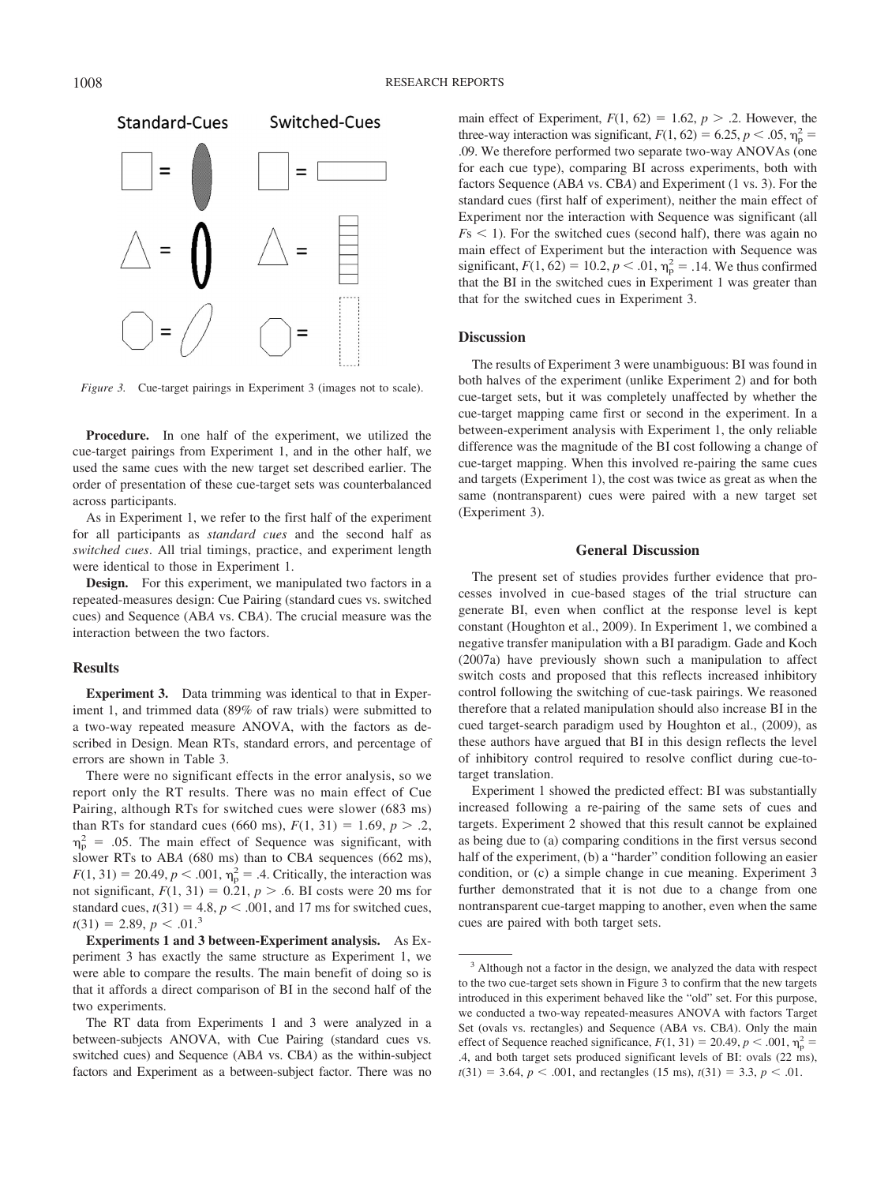Standard-Cues Switched-Cues

*Figure 3.* Cue-target pairings in Experiment 3 (images not to scale).

**Procedure.** In one half of the experiment, we utilized the cue-target pairings from Experiment 1, and in the other half, we used the same cues with the new target set described earlier. The order of presentation of these cue-target sets was counterbalanced across participants.

As in Experiment 1, we refer to the first half of the experiment for all participants as *standard cues* and the second half as *switched cues*. All trial timings, practice, and experiment length were identical to those in Experiment 1.

**Design.** For this experiment, we manipulated two factors in a repeated-measures design: Cue Pairing (standard cues vs. switched cues) and Sequence (AB*A* vs. CB*A*). The crucial measure was the interaction between the two factors.

### Results

**Experiment 3.** Data trimming was identical to that in Experiment 1, and trimmed data (89% of raw trials) were submitted to a two-way repeated measure ANOVA, with the factors as described in Design. Mean RTs, standard errors, and percentage of errors are shown in Table 3.

There were no significant effects in the error analysis, so we report only the RT results. There was no main effect of Cue Pairing, although RTs for switched cues were slower (683 ms) than RTs for standard cues (660 ms), $F(1, 31) = 1.69$, $p > .2$, $\eta_p^2 = .05$. The main effect of Sequence was significant, with slower RTs to AB*A* (680 ms) than to CB*A* sequences (662 ms), $F(1, 31) = 20.49$, $p < .001$, $\eta_p^2 = .4$. Critically, the interaction was not significant, $F(1, 31) = 0.21$, $p > .6$. BI costs were 20 ms for standard cues, $t(31) = 4.8$, $p < .001$, and 17 ms for switched cues, $t(31) = 2.89$, $p < .01$.[3]

**Experiments 1 and 3 between-Experiment analysis.** As Experiment 3 has exactly the same structure as Experiment 1, we were able to compare the results. The main benefit of doing so is that it affords a direct comparison of BI in the second half of the two experiments.

The RT data from Experiments 1 and 3 were analyzed in a between-subjects ANOVA, with Cue Pairing (standard cues vs. switched cues) and Sequence (AB*A* vs. CB*A*) as the within-subject factors and Experiment as a between-subject factor. There was no main effect of Experiment, $F(1, 62) = 1.62$, $p > .2$. However, the three-way interaction was significant, $F(1, 62) = 6.25$, $p < .05$, $\eta_p^2 = .09$. We therefore performed two separate two-way ANOVAs (one for each cue type), comparing BI across experiments, both with factors Sequence (AB*A* vs. CB*A*) and Experiment (1 vs. 3). For the standard cues (first half of experiment), neither the main effect of Experiment nor the interaction with Sequence was significant (all $F$s $< 1$). For the switched cues (second half), there was again no main effect of Experiment but the interaction with Sequence was significant, $F(1, 62) = 10.2$, $p < .01$, $\eta_p^2 = .14$. We thus confirmed that the BI in the switched cues in Experiment 1 was greater than that for the switched cues in Experiment 3.

### Discussion

The results of Experiment 3 were unambiguous: BI was found in both halves of the experiment (unlike Experiment 2) and for both cue-target sets, but it was completely unaffected by whether the cue-target mapping came first or second in the experiment. In a between-experiment analysis with Experiment 1, the only reliable difference was the magnitude of the BI cost following a change of cue-target mapping. When this involved re-pairing the same cues and targets (Experiment 1), the cost was twice as great as when the same (nontransparent) cues were paired with a new target set (Experiment 3).

## General Discussion

The present set of studies provides further evidence that processes involved in cue-based stages of the trial structure can generate BI, even when conflict at the response level is kept constant (Houghton et al., 2009). In Experiment 1, we combined a negative transfer manipulation with a BI paradigm. Gade and Koch (2007a) have previously shown such a manipulation to affect switch costs and proposed that this reflects increased inhibitory control following the switching of cue-task pairings. We reasoned therefore that a related manipulation should also increase BI in the cued target-search paradigm used by Houghton et al., (2009), as these authors have argued that BI in this design reflects the level of inhibitory control required to resolve conflict during cue-to-target translation.

Experiment 1 showed the predicted effect: BI was substantially increased following a re-pairing of the same sets of cues and targets. Experiment 2 showed that this result cannot be explained as being due to (a) comparing conditions in the first versus second half of the experiment, (b) a "harder" condition following an easier condition, or (c) a simple change in cue meaning. Experiment 3 further demonstrated that it is not due to a change from one nontransparent cue-target mapping to another, even when the same cues are paired with both target sets.

[3] Although not a factor in the design, we analyzed the data with respect to the two cue-target sets shown in Figure 3 to confirm that the new targets introduced in this experiment behaved like the "old" set. For this purpose, we conducted a two-way repeated-measures ANOVA with factors Target Set (ovals vs. rectangles) and Sequence (AB*A* vs. CB*A*). Only the main effect of Sequence reached significance, $F(1, 31) = 20.49$, $p < .001$, $\eta_p^2 = .4$, and both target sets produced significant levels of BI: ovals (22 ms), $t(31) = 3.64$, $p < .001$, and rectangles (15 ms), $t(31) = 3.3$, $p < .01$.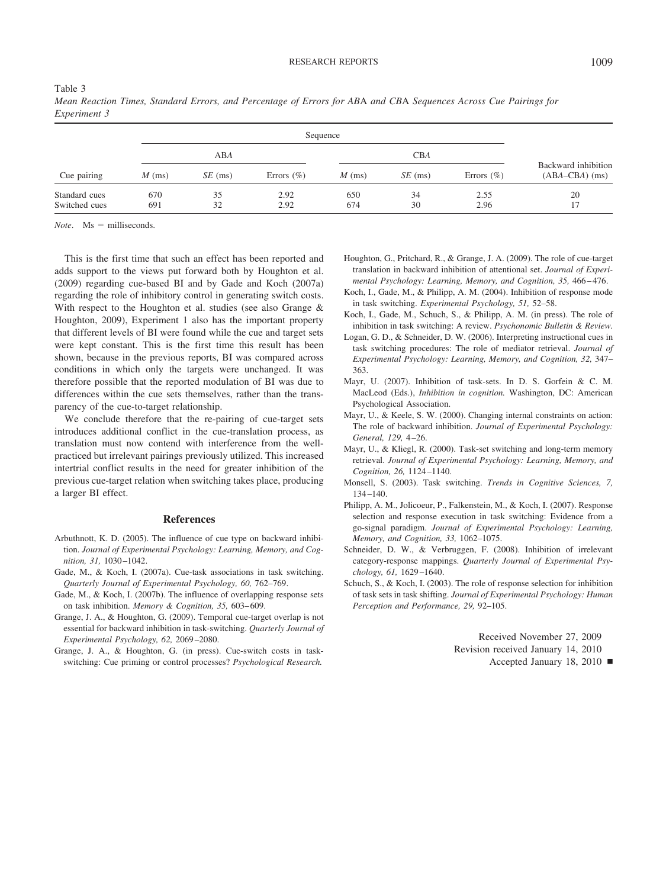Table 3
*Mean Reaction Times, Standard Errors, and Percentage of Errors for ABA and CBA Sequences Across Cue Pairings for Experiment 3*

| | Sequence | | | | | | |
|---|---|---|---|---|---|---|---|
| | ABA | | | CBA | | | |
| Cue pairing | *M* (ms) | *SE* (ms) | Errors (%) | *M* (ms) | *SE* (ms) | Errors (%) | Backward inhibition (ABA–CBA) (ms) |
| Standard cues | 670 | 35 | 2.92 | 650 | 34 | 2.55 | 20 |
| Switched cues | 691 | 32 | 2.92 | 674 | 30 | 2.96 | 17 |

*Note*. Ms = milliseconds.

This is the first time that such an effect has been reported and adds support to the views put forward both by Houghton et al. (2009) regarding cue-based BI and by Gade and Koch (2007a) regarding the role of inhibitory control in generating switch costs. With respect to the Houghton et al. studies (see also Grange & Houghton, 2009), Experiment 1 also has the important property that different levels of BI were found while the cue and target sets were kept constant. This is the first time this result has been shown, because in the previous reports, BI was compared across conditions in which only the targets were unchanged. It was therefore possible that the reported modulation of BI was due to differences within the cue sets themselves, rather than the transparency of the cue-to-target relationship.

We conclude therefore that the re-pairing of cue-target sets introduces additional conflict in the cue-translation process, as translation must now contend with interference from the well-practiced but irrelevant pairings previously utilized. This increased intertrial conflict results in the need for greater inhibition of the previous cue-target relation when switching takes place, producing a larger BI effect.

## References

Arbuthnott, K. D. (2005). The influence of cue type on backward inhibition. *Journal of Experimental Psychology: Learning, Memory, and Cognition, 31,* 1030–1042.

Gade, M., & Koch, I. (2007a). Cue-task associations in task switching. *Quarterly Journal of Experimental Psychology, 60,* 762–769.

Gade, M., & Koch, I. (2007b). The influence of overlapping response sets on task inhibition. *Memory & Cognition, 35,* 603–609.

Grange, J. A., & Houghton, G. (2009). Temporal cue-target overlap is not essential for backward inhibition in task-switching. *Quarterly Journal of Experimental Psychology, 62,* 2069–2080.

Grange, J. A., & Houghton, G. (in press). Cue-switch costs in task-switching: Cue priming or control processes? *Psychological Research.*

Houghton, G., Pritchard, R., & Grange, J. A. (2009). The role of cue-target translation in backward inhibition of attentional set. *Journal of Experimental Psychology: Learning, Memory, and Cognition, 35,* 466–476.

Koch, I., Gade, M., & Philipp, A. M. (2004). Inhibition of response mode in task switching. *Experimental Psychology, 51,* 52–58.

Koch, I., Gade, M., Schuch, S., & Philipp, A. M. (in press). The role of inhibition in task switching: A review. *Psychonomic Bulletin & Review.*

Logan, G. D., & Schneider, D. W. (2006). Interpreting instructional cues in task switching procedures: The role of mediator retrieval. *Journal of Experimental Psychology: Learning, Memory, and Cognition, 32,* 347–363.

Mayr, U. (2007). Inhibition of task-sets. In D. S. Gorfein & C. M. MacLeod (Eds.), *Inhibition in cognition.* Washington, DC: American Psychological Association.

Mayr, U., & Keele, S. W. (2000). Changing internal constraints on action: The role of backward inhibition. *Journal of Experimental Psychology: General, 129,* 4–26.

Mayr, U., & Kliegl, R. (2000). Task-set switching and long-term memory retrieval. *Journal of Experimental Psychology: Learning, Memory, and Cognition, 26,* 1124–1140.

Monsell, S. (2003). Task switching. *Trends in Cognitive Sciences, 7,* 134–140.

Philipp, A. M., Jolicoeur, P., Falkenstein, M., & Koch, I. (2007). Response selection and response execution in task switching: Evidence from a go-signal paradigm. *Journal of Experimental Psychology: Learning, Memory, and Cognition, 33,* 1062–1075.

Schneider, D. W., & Verbruggen, F. (2008). Inhibition of irrelevant category-response mappings. *Quarterly Journal of Experimental Psychology, 61,* 1629–1640.

Schuch, S., & Koch, I. (2003). The role of response selection for inhibition of task sets in task shifting. *Journal of Experimental Psychology: Human Perception and Performance, 29,* 92–105.

Received November 27, 2009
Revision received January 14, 2010
Accepted January 18, 2010 ■